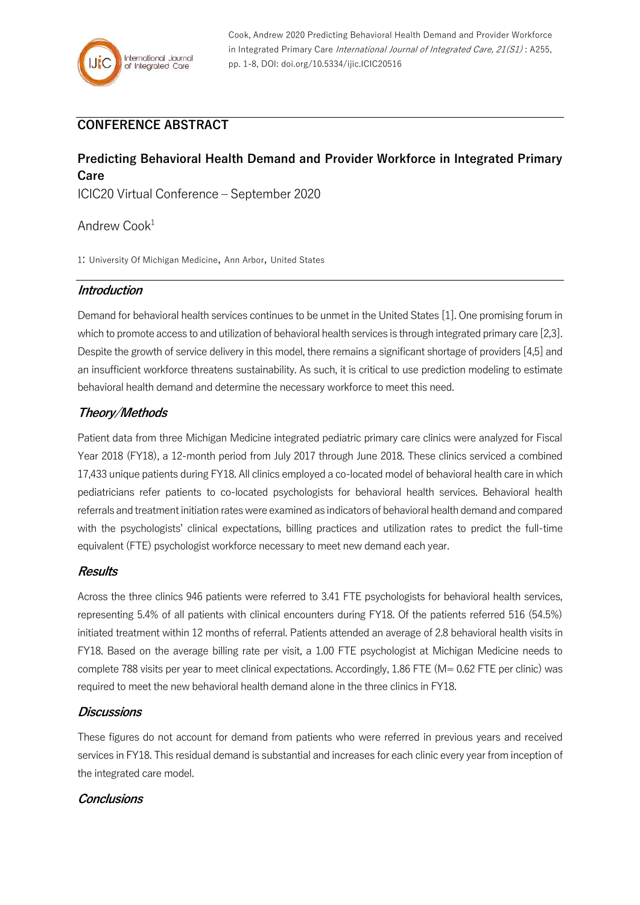Cook, Andrew 2020 Predicting Behavioral Health Demand and Provider Workforce in Integrated Primary Care *International Journal of Integrated Care, 21(S1)* : A255, pp. 1-8, DOI: doi.org/10.5334/ijic.ICIC20516

## CONFERENCE ABSTRACT

# Predicting Behavioral Health Demand and Provider Workforce in Integrated Primary Care

ICIC20 Virtual Conference – September 2020

Andrew Cook[1]

1: University Of Michigan Medicine, Ann Arbor, United States

### *Introduction*

Demand for behavioral health services continues to be unmet in the United States [1]. One promising forum in which to promote access to and utilization of behavioral health services is through integrated primary care [2,3]. Despite the growth of service delivery in this model, there remains a significant shortage of providers [4,5] and an insufficient workforce threatens sustainability. As such, it is critical to use prediction modeling to estimate behavioral health demand and determine the necessary workforce to meet this need.

### *Theory/Methods*

Patient data from three Michigan Medicine integrated pediatric primary care clinics were analyzed for Fiscal Year 2018 (FY18), a 12-month period from July 2017 through June 2018. These clinics serviced a combined 17,433 unique patients during FY18. All clinics employed a co-located model of behavioral health care in which pediatricians refer patients to co-located psychologists for behavioral health services. Behavioral health referrals and treatment initiation rates were examined as indicators of behavioral health demand and compared with the psychologists' clinical expectations, billing practices and utilization rates to predict the full-time equivalent (FTE) psychologist workforce necessary to meet new demand each year.

### *Results*

Across the three clinics 946 patients were referred to 3.41 FTE psychologists for behavioral health services, representing 5.4% of all patients with clinical encounters during FY18. Of the patients referred 516 (54.5%) initiated treatment within 12 months of referral. Patients attended an average of 2.8 behavioral health visits in FY18. Based on the average billing rate per visit, a 1.00 FTE psychologist at Michigan Medicine needs to complete 788 visits per year to meet clinical expectations. Accordingly, 1.86 FTE (M= 0.62 FTE per clinic) was required to meet the new behavioral health demand alone in the three clinics in FY18.

### *Discussions*

These figures do not account for demand from patients who were referred in previous years and received services in FY18. This residual demand is substantial and increases for each clinic every year from inception of the integrated care model.

### *Conclusions*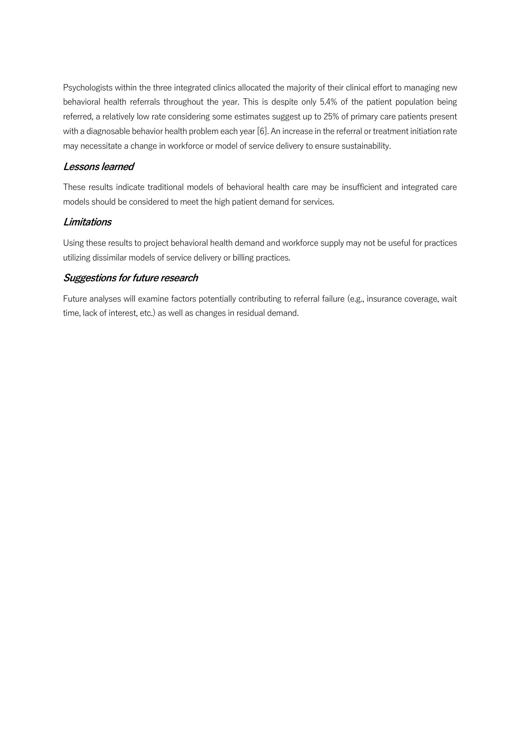Psychologists within the three integrated clinics allocated the majority of their clinical effort to managing new behavioral health referrals throughout the year. This is despite only 5.4% of the patient population being referred, a relatively low rate considering some estimates suggest up to 25% of primary care patients present with a diagnosable behavior health problem each year [6]. An increase in the referral or treatment initiation rate may necessitate a change in workforce or model of service delivery to ensure sustainability.

### *Lessons learned*

These results indicate traditional models of behavioral health care may be insufficient and integrated care models should be considered to meet the high patient demand for services.

### *Limitations*

Using these results to project behavioral health demand and workforce supply may not be useful for practices utilizing dissimilar models of service delivery or billing practices.

### *Suggestions for future research*

Future analyses will examine factors potentially contributing to referral failure (e.g., insurance coverage, wait time, lack of interest, etc.) as well as changes in residual demand.